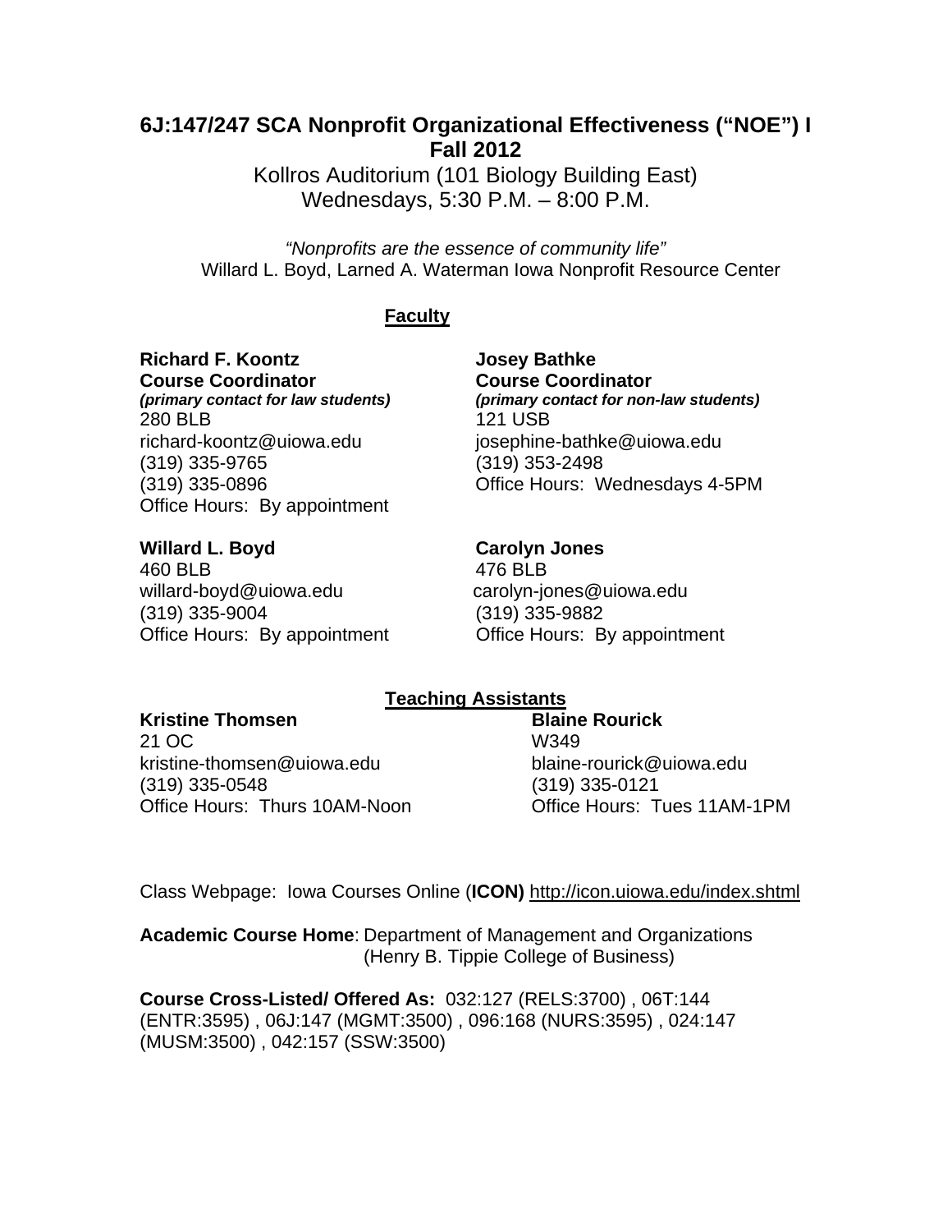# 6J:147/247 SCA Nonprofit Organizational Effectiveness ("NOE") I
## Fall 2012

Kollros Auditorium (101 Biology Building East)
Wednesdays, 5:30 P.M. – 8:00 P.M.

*"Nonprofits are the essence of community life"*
Willard L. Boyd, Larned A. Waterman Iowa Nonprofit Resource Center

## Faculty

**Richard F. Koontz**
**Course Coordinator**
***(primary contact for law students)***
280 BLB
richard-koontz@uiowa.edu
(319) 335-9765
(319) 335-0896
Office Hours: By appointment

**Josey Bathke**
**Course Coordinator**
***(primary contact for non-law students)***
121 USB
josephine-bathke@uiowa.edu
(319) 353-2498
Office Hours: Wednesdays 4-5PM

**Willard L. Boyd**
460 BLB
willard-boyd@uiowa.edu
(319) 335-9004
Office Hours: By appointment

**Carolyn Jones**
476 BLB
carolyn-jones@uiowa.edu
(319) 335-9882
Office Hours: By appointment

## Teaching Assistants

**Kristine Thomsen**
21 OC
kristine-thomsen@uiowa.edu
(319) 335-0548
Office Hours: Thurs 10AM-Noon

**Blaine Rourick**
W349
blaine-rourick@uiowa.edu
(319) 335-0121
Office Hours: Tues 11AM-1PM

Class Webpage: Iowa Courses Online (**ICON)** http://icon.uiowa.edu/index.shtml

**Academic Course Home**: Department of Management and Organizations (Henry B. Tippie College of Business)

**Course Cross-Listed/ Offered As:** 032:127 (RELS:3700) , 06T:144 (ENTR:3595) , 06J:147 (MGMT:3500) , 096:168 (NURS:3595) , 024:147 (MUSM:3500) , 042:157 (SSW:3500)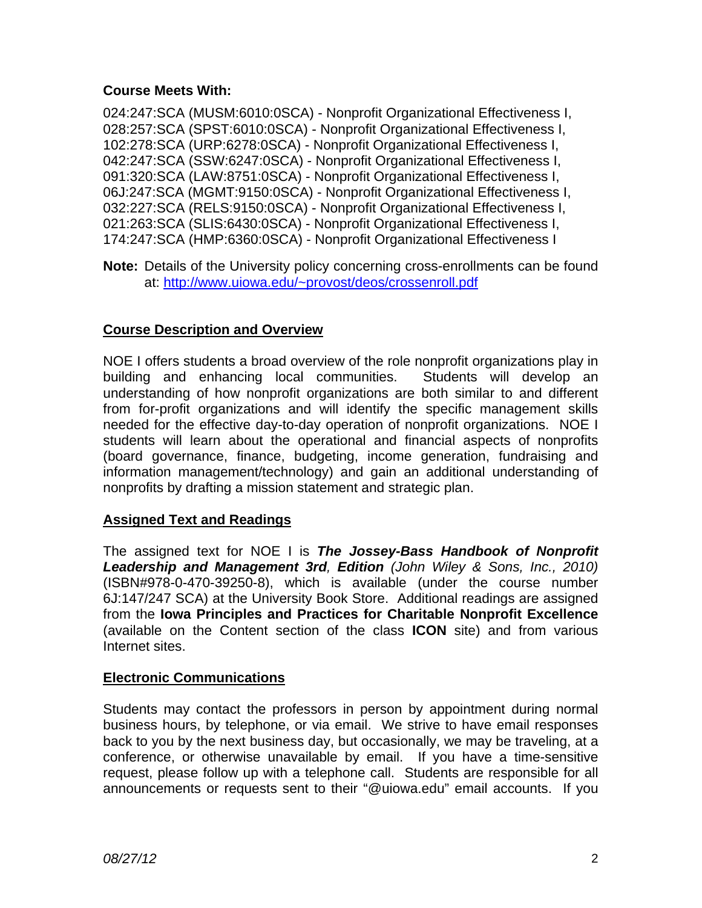**Course Meets With:**

024:247:SCA (MUSM:6010:0SCA) - Nonprofit Organizational Effectiveness I,
028:257:SCA (SPST:6010:0SCA) - Nonprofit Organizational Effectiveness I,
102:278:SCA (URP:6278:0SCA) - Nonprofit Organizational Effectiveness I,
042:247:SCA (SSW:6247:0SCA) - Nonprofit Organizational Effectiveness I,
091:320:SCA (LAW:8751:0SCA) - Nonprofit Organizational Effectiveness I,
06J:247:SCA (MGMT:9150:0SCA) - Nonprofit Organizational Effectiveness I,
032:227:SCA (RELS:9150:0SCA) - Nonprofit Organizational Effectiveness I,
021:263:SCA (SLIS:6430:0SCA) - Nonprofit Organizational Effectiveness I,
174:247:SCA (HMP:6360:0SCA) - Nonprofit Organizational Effectiveness I

**Note:** Details of the University policy concerning cross-enrollments can be found at: [http://www.uiowa.edu/~provost/deos/crossenroll.pdf](http://www.uiowa.edu/~provost/deos/crossenroll.pdf)

## Course Description and Overview

NOE I offers students a broad overview of the role nonprofit organizations play in building and enhancing local communities. Students will develop an understanding of how nonprofit organizations are both similar to and different from for-profit organizations and will identify the specific management skills needed for the effective day-to-day operation of nonprofit organizations. NOE I students will learn about the operational and financial aspects of nonprofits (board governance, finance, budgeting, income generation, fundraising and information management/technology) and gain an additional understanding of nonprofits by drafting a mission statement and strategic plan.

## Assigned Text and Readings

The assigned text for NOE I is ***The Jossey-Bass Handbook of Nonprofit Leadership and Management 3rd, Edition*** *(John Wiley & Sons, Inc., 2010)* (ISBN#978-0-470-39250-8), which is available (under the course number 6J:147/247 SCA) at the University Book Store. Additional readings are assigned from the **Iowa Principles and Practices for Charitable Nonprofit Excellence** (available on the Content section of the class **ICON** site) and from various Internet sites.

## Electronic Communications

Students may contact the professors in person by appointment during normal business hours, by telephone, or via email. We strive to have email responses back to you by the next business day, but occasionally, we may be traveling, at a conference, or otherwise unavailable by email. If you have a time-sensitive request, please follow up with a telephone call. Students are responsible for all announcements or requests sent to their "@uiowa.edu" email accounts. If you

*08/27/12*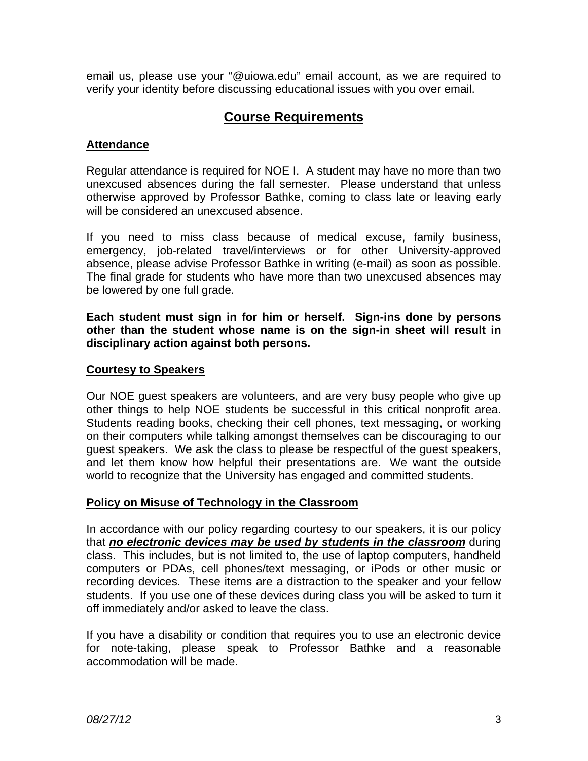email us, please use your "@uiowa.edu" email account, as we are required to verify your identity before discussing educational issues with you over email.

## Course Requirements

### Attendance

Regular attendance is required for NOE I. A student may have no more than two unexcused absences during the fall semester. Please understand that unless otherwise approved by Professor Bathke, coming to class late or leaving early will be considered an unexcused absence.

If you need to miss class because of medical excuse, family business, emergency, job-related travel/interviews or for other University-approved absence, please advise Professor Bathke in writing (e-mail) as soon as possible. The final grade for students who have more than two unexcused absences may be lowered by one full grade.

**Each student must sign in for him or herself. Sign-ins done by persons other than the student whose name is on the sign-in sheet will result in disciplinary action against both persons.**

### Courtesy to Speakers

Our NOE guest speakers are volunteers, and are very busy people who give up other things to help NOE students be successful in this critical nonprofit area. Students reading books, checking their cell phones, text messaging, or working on their computers while talking amongst themselves can be discouraging to our guest speakers. We ask the class to please be respectful of the guest speakers, and let them know how helpful their presentations are. We want the outside world to recognize that the University has engaged and committed students.

### Policy on Misuse of Technology in the Classroom

In accordance with our policy regarding courtesy to our speakers, it is our policy that ***no electronic devices may be used by students in the classroom*** during class. This includes, but is not limited to, the use of laptop computers, handheld computers or PDAs, cell phones/text messaging, or iPods or other music or recording devices. These items are a distraction to the speaker and your fellow students. If you use one of these devices during class you will be asked to turn it off immediately and/or asked to leave the class.

If you have a disability or condition that requires you to use an electronic device for note-taking, please speak to Professor Bathke and a reasonable accommodation will be made.

*08/27/12*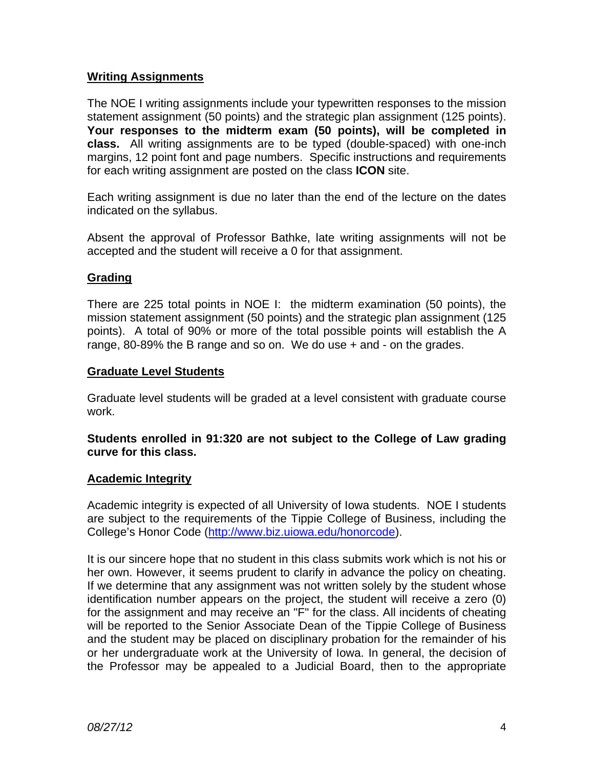## Writing Assignments

The NOE I writing assignments include your typewritten responses to the mission statement assignment (50 points) and the strategic plan assignment (125 points). **Your responses to the midterm exam (50 points), will be completed in class.** All writing assignments are to be typed (double-spaced) with one-inch margins, 12 point font and page numbers. Specific instructions and requirements for each writing assignment are posted on the class **ICON** site.

Each writing assignment is due no later than the end of the lecture on the dates indicated on the syllabus.

Absent the approval of Professor Bathke, late writing assignments will not be accepted and the student will receive a 0 for that assignment.

## Grading

There are 225 total points in NOE I: the midterm examination (50 points), the mission statement assignment (50 points) and the strategic plan assignment (125 points). A total of 90% or more of the total possible points will establish the A range, 80-89% the B range and so on. We do use + and - on the grades.

## Graduate Level Students

Graduate level students will be graded at a level consistent with graduate course work.

**Students enrolled in 91:320 are not subject to the College of Law grading curve for this class.**

## Academic Integrity

Academic integrity is expected of all University of Iowa students. NOE I students are subject to the requirements of the Tippie College of Business, including the College's Honor Code (http://www.biz.uiowa.edu/honorcode).

It is our sincere hope that no student in this class submits work which is not his or her own. However, it seems prudent to clarify in advance the policy on cheating. If we determine that any assignment was not written solely by the student whose identification number appears on the project, the student will receive a zero (0) for the assignment and may receive an "F" for the class. All incidents of cheating will be reported to the Senior Associate Dean of the Tippie College of Business and the student may be placed on disciplinary probation for the remainder of his or her undergraduate work at the University of Iowa. In general, the decision of the Professor may be appealed to a Judicial Board, then to the appropriate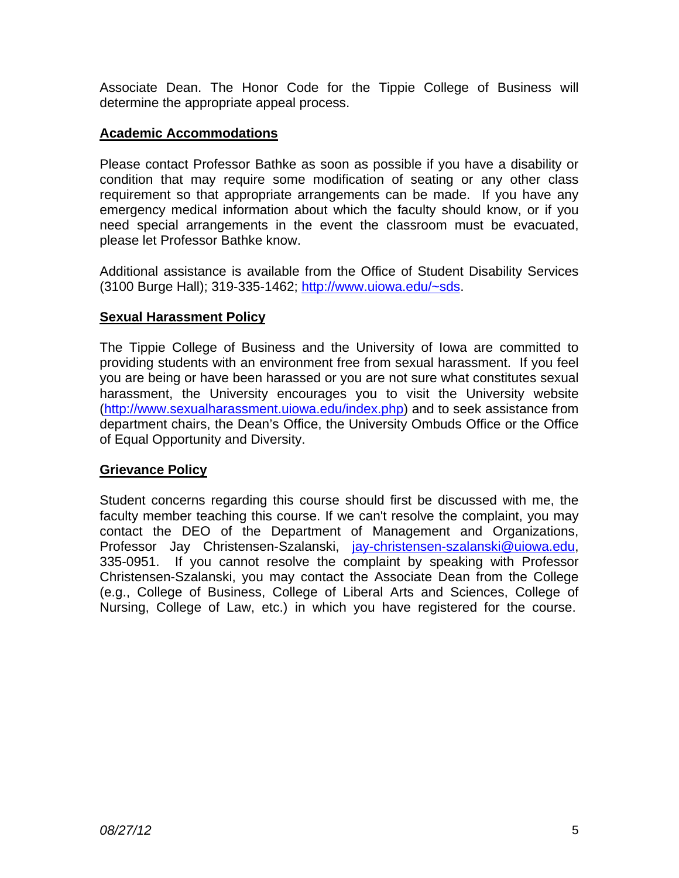Associate Dean. The Honor Code for the Tippie College of Business will determine the appropriate appeal process.

## Academic Accommodations

Please contact Professor Bathke as soon as possible if you have a disability or condition that may require some modification of seating or any other class requirement so that appropriate arrangements can be made. If you have any emergency medical information about which the faculty should know, or if you need special arrangements in the event the classroom must be evacuated, please let Professor Bathke know.

Additional assistance is available from the Office of Student Disability Services (3100 Burge Hall); 319-335-1462; http://www.uiowa.edu/~sds.

## Sexual Harassment Policy

The Tippie College of Business and the University of Iowa are committed to providing students with an environment free from sexual harassment. If you feel you are being or have been harassed or you are not sure what constitutes sexual harassment, the University encourages you to visit the University website (http://www.sexualharassment.uiowa.edu/index.php) and to seek assistance from department chairs, the Dean's Office, the University Ombuds Office or the Office of Equal Opportunity and Diversity.

## Grievance Policy

Student concerns regarding this course should first be discussed with me, the faculty member teaching this course. If we can't resolve the complaint, you may contact the DEO of the Department of Management and Organizations, Professor Jay Christensen-Szalanski, jay-christensen-szalanski@uiowa.edu, 335-0951. If you cannot resolve the complaint by speaking with Professor Christensen-Szalanski, you may contact the Associate Dean from the College (e.g., College of Business, College of Liberal Arts and Sciences, College of Nursing, College of Law, etc.) in which you have registered for the course.

*08/27/12*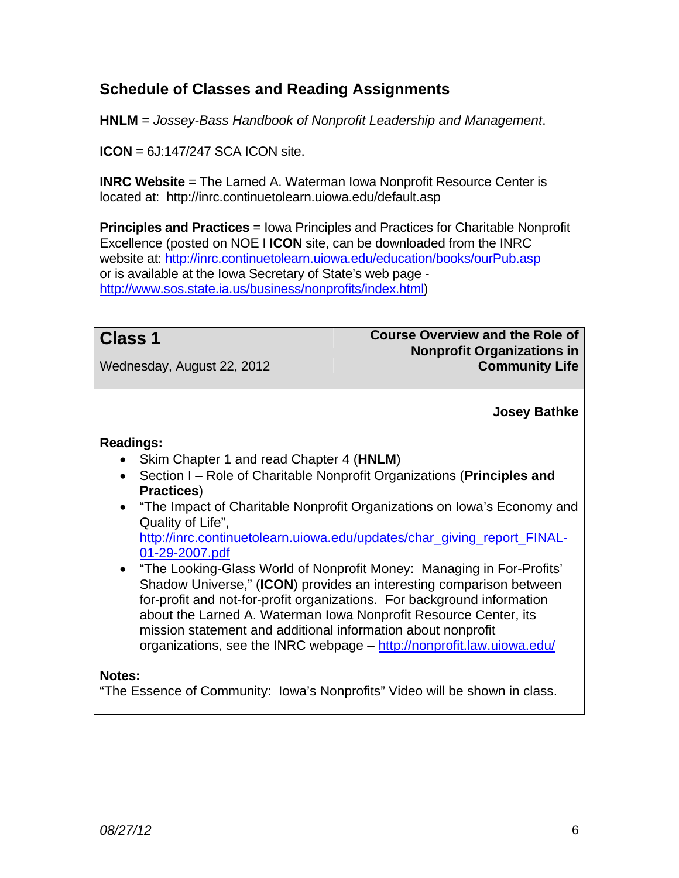## Schedule of Classes and Reading Assignments

**HNLM** = *Jossey-Bass Handbook of Nonprofit Leadership and Management*.

**ICON** = 6J:147/247 SCA ICON site.

**INRC Website** = The Larned A. Waterman Iowa Nonprofit Resource Center is located at: http://inrc.continuetolearn.uiowa.edu/default.asp

**Principles and Practices** = Iowa Principles and Practices for Charitable Nonprofit Excellence (posted on NOE I **ICON** site, can be downloaded from the INRC website at: http://inrc.continuetolearn.uiowa.edu/education/books/ourPub.asp or is available at the Iowa Secretary of State's web page - http://www.sos.state.ia.us/business/nonprofits/index.html)

| **Class 1**<br>Wednesday, August 22, 2012 | **Course Overview and the Role of Nonprofit Organizations in Community Life** |
|---|---|
| | **Josey Bathke** |

**Readings:**

- Skim Chapter 1 and read Chapter 4 (**HNLM**)
- Section I – Role of Charitable Nonprofit Organizations (**Principles and Practices**)
- "The Impact of Charitable Nonprofit Organizations on Iowa's Economy and Quality of Life", http://inrc.continuetolearn.uiowa.edu/updates/char_giving_report_FINAL-01-29-2007.pdf
- "The Looking-Glass World of Nonprofit Money: Managing in For-Profits' Shadow Universe," (**ICON**) provides an interesting comparison between for-profit and not-for-profit organizations. For background information about the Larned A. Waterman Iowa Nonprofit Resource Center, its mission statement and additional information about nonprofit organizations, see the INRC webpage – http://nonprofit.law.uiowa.edu/

**Notes:**
"The Essence of Community: Iowa's Nonprofits" Video will be shown in class.

*08/27/12*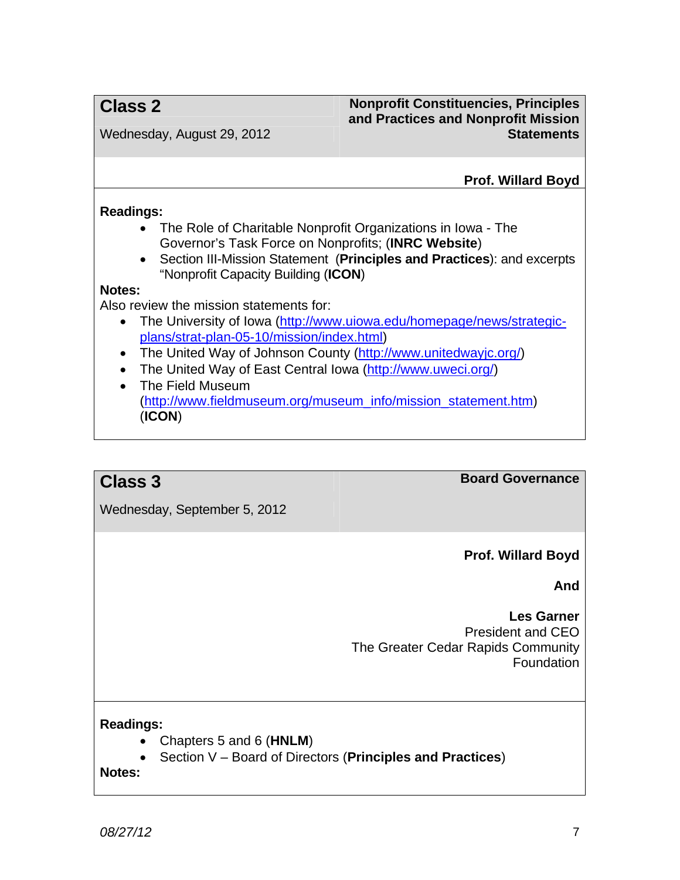## Class 2

Wednesday, August 29, 2012

**Nonprofit Constituencies, Principles and Practices and Nonprofit Mission Statements**

**Prof. Willard Boyd**

**Readings:**

- The Role of Charitable Nonprofit Organizations in Iowa - The Governor's Task Force on Nonprofits; (**INRC Website**)
- Section III-Mission Statement (**Principles and Practices**): and excerpts "Nonprofit Capacity Building (**ICON**)

**Notes:**

Also review the mission statements for:

- The University of Iowa (http://www.uiowa.edu/homepage/news/strategic-plans/strat-plan-05-10/mission/index.html)
- The United Way of Johnson County (http://www.unitedwayjc.org/)
- The United Way of East Central Iowa (http://www.uweci.org/)
- The Field Museum (http://www.fieldmuseum.org/museum_info/mission_statement.htm) (**ICON**)

## Class 3

Wednesday, September 5, 2012

**Board Governance**

**Prof. Willard Boyd**

**And**

**Les Garner**
President and CEO
The Greater Cedar Rapids Community Foundation

**Readings:**

- Chapters 5 and 6 (**HNLM**)
- Section V – Board of Directors (**Principles and Practices**)

**Notes:**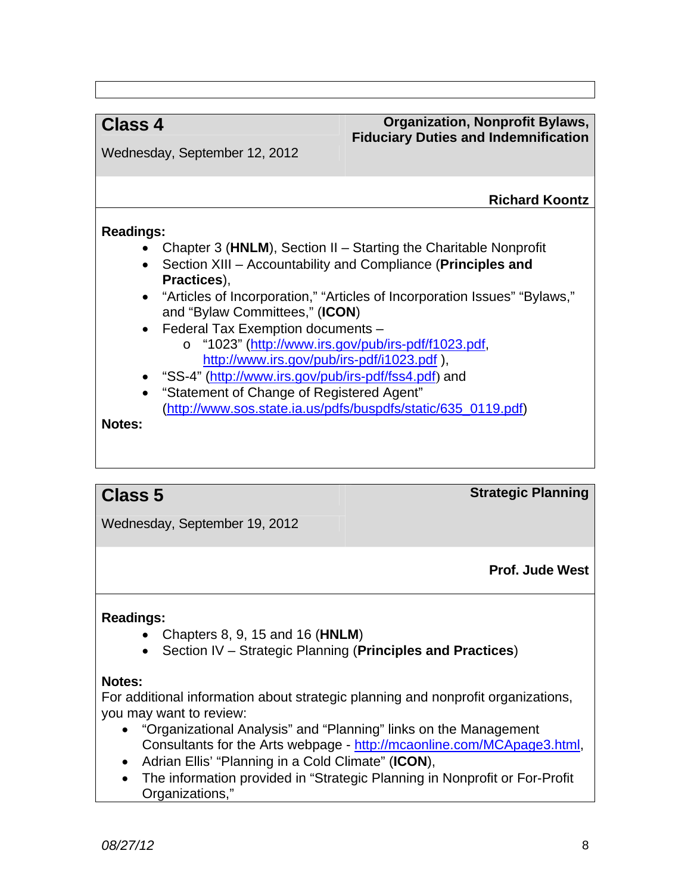## Class 4

**Organization, Nonprofit Bylaws, Fiduciary Duties and Indemnification**

Wednesday, September 12, 2012

**Richard Koontz**

**Readings:**

- Chapter 3 (**HNLM**), Section II – Starting the Charitable Nonprofit
- Section XIII – Accountability and Compliance (**Principles and Practices**),
- “Articles of Incorporation,” “Articles of Incorporation Issues” “Bylaws,” and “Bylaw Committees,” (**ICON**)
- Federal Tax Exemption documents –
  - “1023” (http://www.irs.gov/pub/irs-pdf/f1023.pdf, http://www.irs.gov/pub/irs-pdf/i1023.pdf ),
- “SS-4” (http://www.irs.gov/pub/irs-pdf/fss4.pdf) and
- “Statement of Change of Registered Agent” (http://www.sos.state.ia.us/pdfs/buspdfs/static/635_0119.pdf)

**Notes:**

## Class 5

**Strategic Planning**

Wednesday, September 19, 2012

**Prof. Jude West**

**Readings:**

- Chapters 8, 9, 15 and 16 (**HNLM**)
- Section IV – Strategic Planning (**Principles and Practices**)

**Notes:**

For additional information about strategic planning and nonprofit organizations, you may want to review:

- “Organizational Analysis” and “Planning” links on the Management Consultants for the Arts webpage - http://mcaonline.com/MCApage3.html,
- Adrian Ellis’ “Planning in a Cold Climate” (**ICON**),
- The information provided in “Strategic Planning in Nonprofit or For-Profit Organizations,”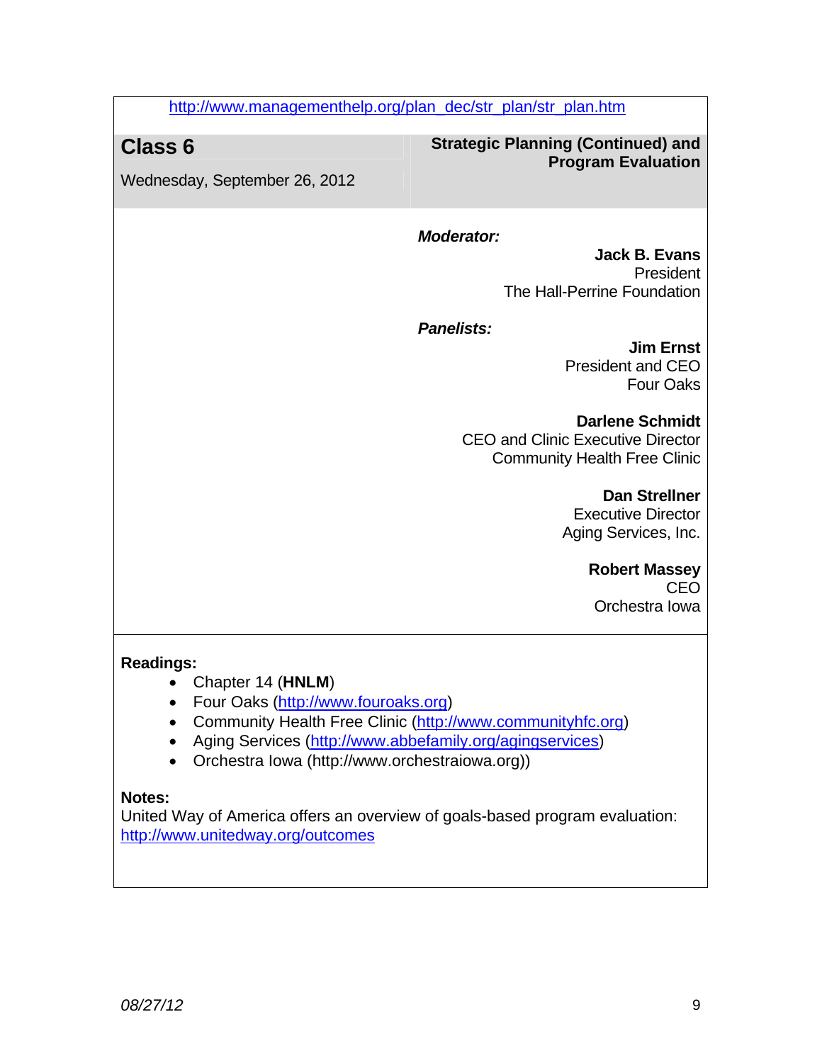http://www.managementhelp.org/plan_dec/str_plan/str_plan.htm

## Class 6

Wednesday, September 26, 2012

**Strategic Planning (Continued) and Program Evaluation**

***Moderator:***

**Jack B. Evans**
President
The Hall-Perrine Foundation

***Panelists:***

**Jim Ernst**
President and CEO
Four Oaks

**Darlene Schmidt**
CEO and Clinic Executive Director
Community Health Free Clinic

**Dan Strellner**
Executive Director
Aging Services, Inc.

**Robert Massey**
CEO
Orchestra Iowa

**Readings:**

- Chapter 14 (**HNLM**)
- Four Oaks (http://www.fouroaks.org)
- Community Health Free Clinic (http://www.communityhfc.org)
- Aging Services (http://www.abbefamily.org/agingservices)
- Orchestra Iowa (http://www.orchestraiowa.org))

**Notes:**

United Way of America offers an overview of goals-based program evaluation: http://www.unitedway.org/outcomes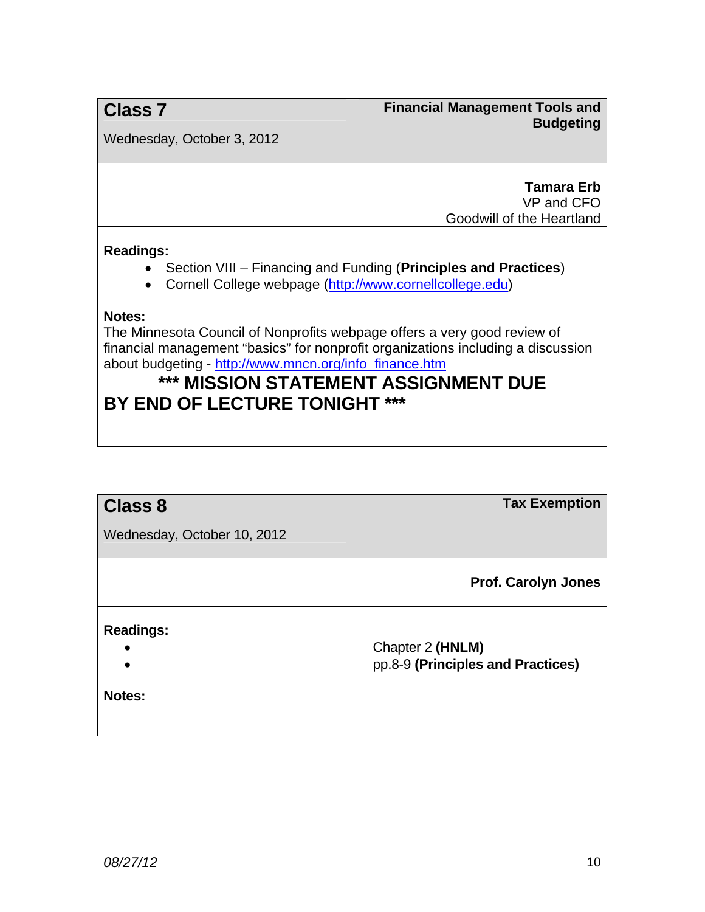## Class 7

Wednesday, October 3, 2012

**Financial Management Tools and Budgeting**

**Tamara Erb**
VP and CFO
Goodwill of the Heartland

**Readings:**

- Section VIII – Financing and Funding (**Principles and Practices**)
- Cornell College webpage (http://www.cornellcollege.edu)

**Notes:**
The Minnesota Council of Nonprofits webpage offers a very good review of financial management "basics" for nonprofit organizations including a discussion about budgeting - http://www.mncn.org/info_finance.htm

**\*\*\* MISSION STATEMENT ASSIGNMENT DUE BY END OF LECTURE TONIGHT \*\*\***

## Class 8

Wednesday, October 10, 2012

**Tax Exemption**

**Prof. Carolyn Jones**

**Readings:**

- Chapter 2 **(HNLM)**
- pp.8-9 **(Principles and Practices)**

**Notes:**

*08/27/12*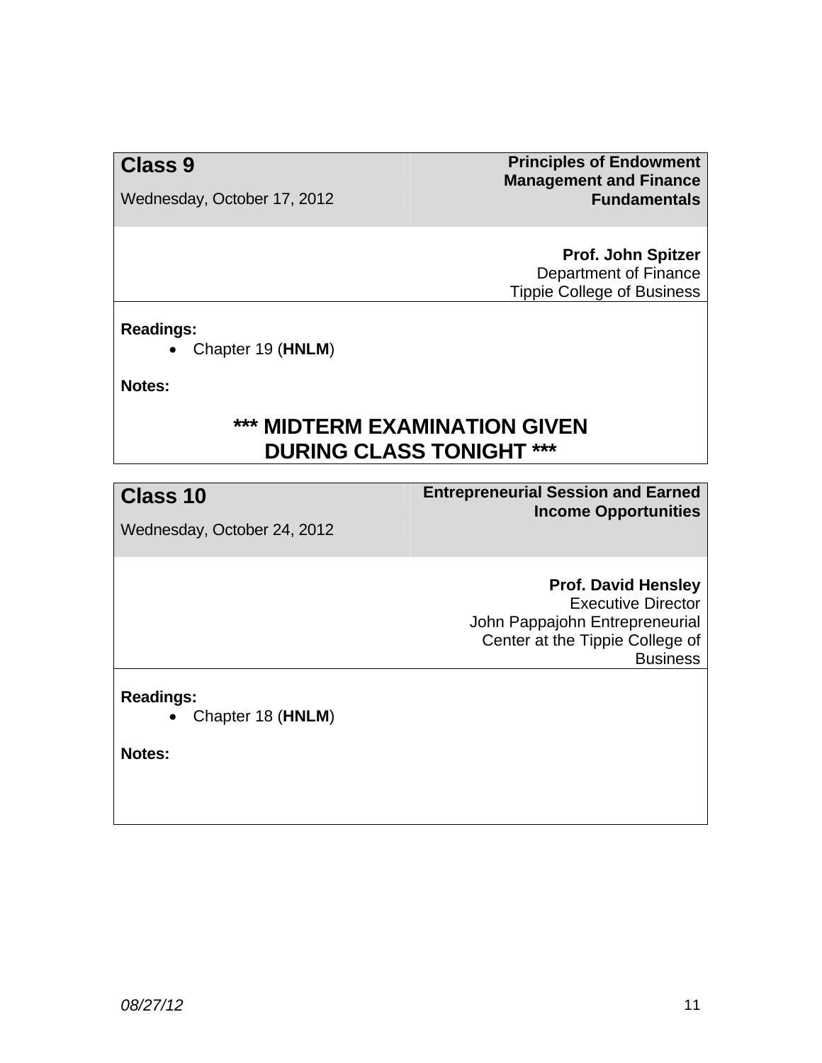## Class 9

Wednesday, October 17, 2012

**Principles of Endowment Management and Finance Fundamentals**

**Prof. John Spitzer**
Department of Finance
Tippie College of Business

**Readings:**

- Chapter 19 (**HNLM**)

**Notes:**

**\*\*\* MIDTERM EXAMINATION GIVEN DURING CLASS TONIGHT \*\*\***

## Class 10

Wednesday, October 24, 2012

**Entrepreneurial Session and Earned Income Opportunities**

**Prof. David Hensley**
Executive Director
John Pappajohn Entrepreneurial Center at the Tippie College of Business

**Readings:**

- Chapter 18 (**HNLM**)

**Notes:**

*08/27/12*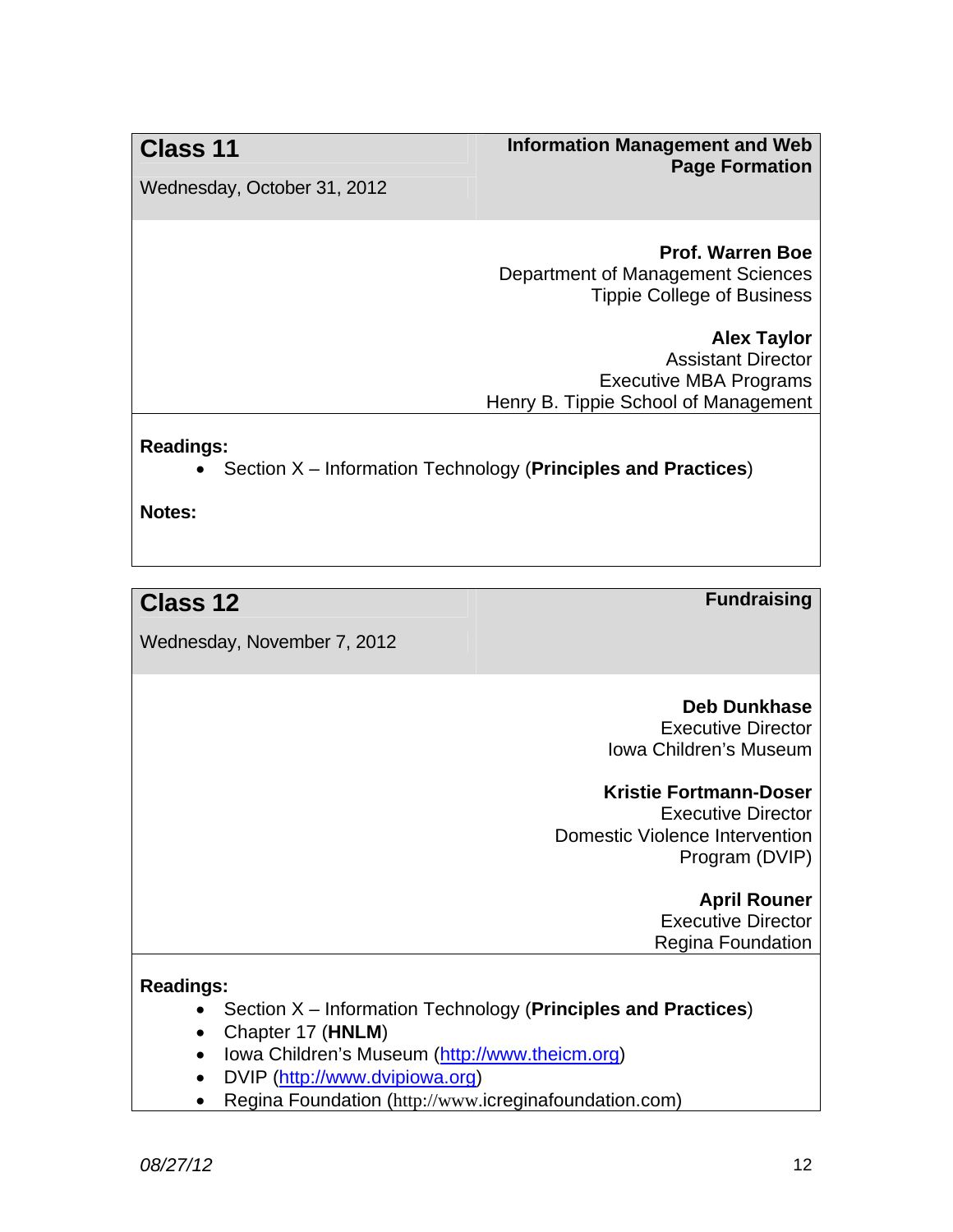## Class 11

Wednesday, October 31, 2012

**Information Management and Web Page Formation**

**Prof. Warren Boe**
Department of Management Sciences
Tippie College of Business

**Alex Taylor**
Assistant Director
Executive MBA Programs
Henry B. Tippie School of Management

**Readings:**

- Section X – Information Technology (**Principles and Practices**)

**Notes:**

## Class 12

Wednesday, November 7, 2012

**Fundraising**

**Deb Dunkhase**
Executive Director
Iowa Children's Museum

**Kristie Fortmann-Doser**
Executive Director
Domestic Violence Intervention Program (DVIP)

**April Rouner**
Executive Director
Regina Foundation

**Readings:**

- Section X – Information Technology (**Principles and Practices**)
- Chapter 17 (**HNLM**)
- Iowa Children's Museum (http://www.theicm.org)
- DVIP (http://www.dvipiowa.org)
- Regina Foundation (http://www.icreginafoundation.com)

*08/27/12*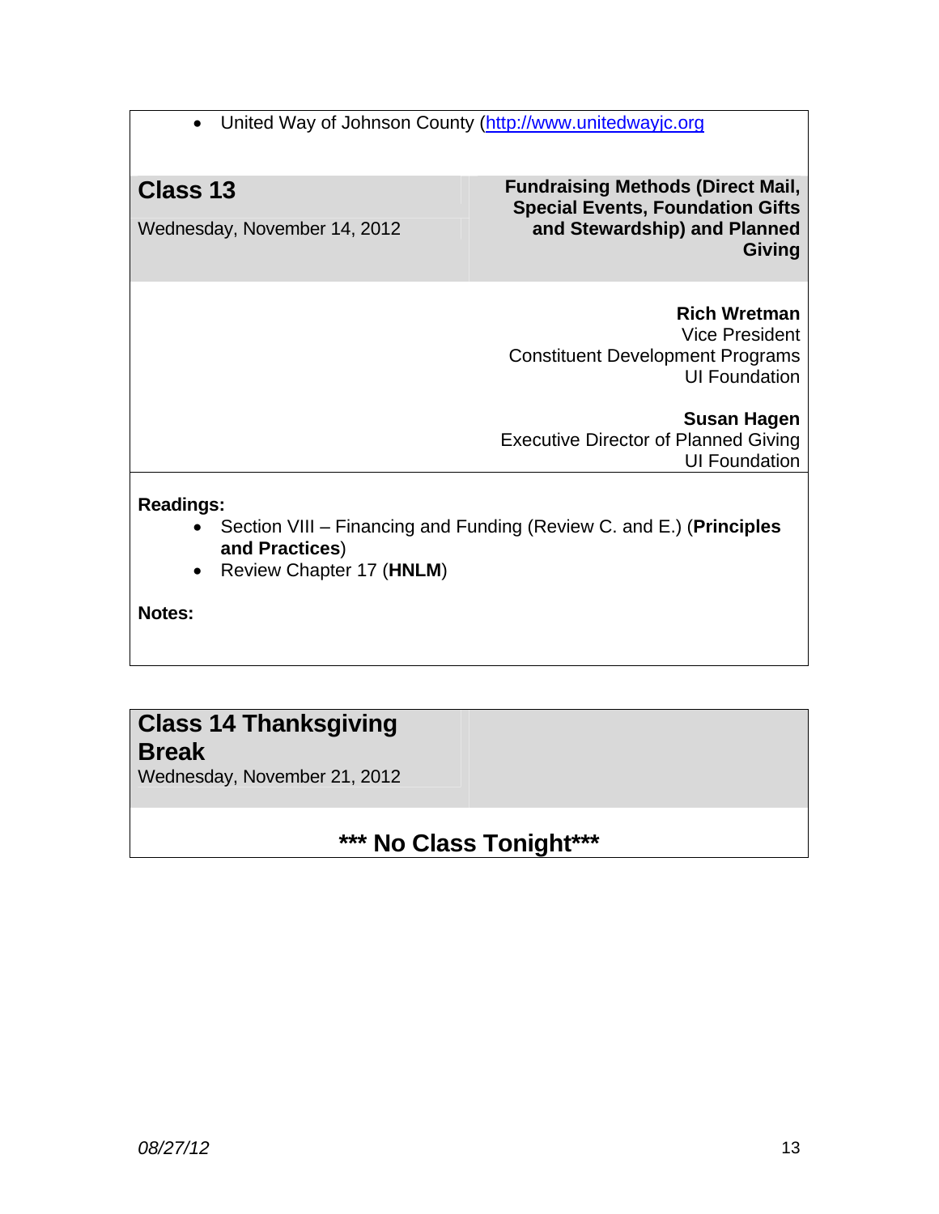- United Way of Johnson County (http://www.unitedwayjc.org

## Class 13

Wednesday, November 14, 2012

**Fundraising Methods (Direct Mail, Special Events, Foundation Gifts and Stewardship) and Planned Giving**

**Rich Wretman**
Vice President
Constituent Development Programs
UI Foundation

**Susan Hagen**
Executive Director of Planned Giving
UI Foundation

**Readings:**

- Section VIII – Financing and Funding (Review C. and E.) (**Principles and Practices**)
- Review Chapter 17 (**HNLM**)

**Notes:**

## Class 14 Thanksgiving Break

Wednesday, November 21, 2012

**\*\*\* No Class Tonight\*\*\***

*08/27/12*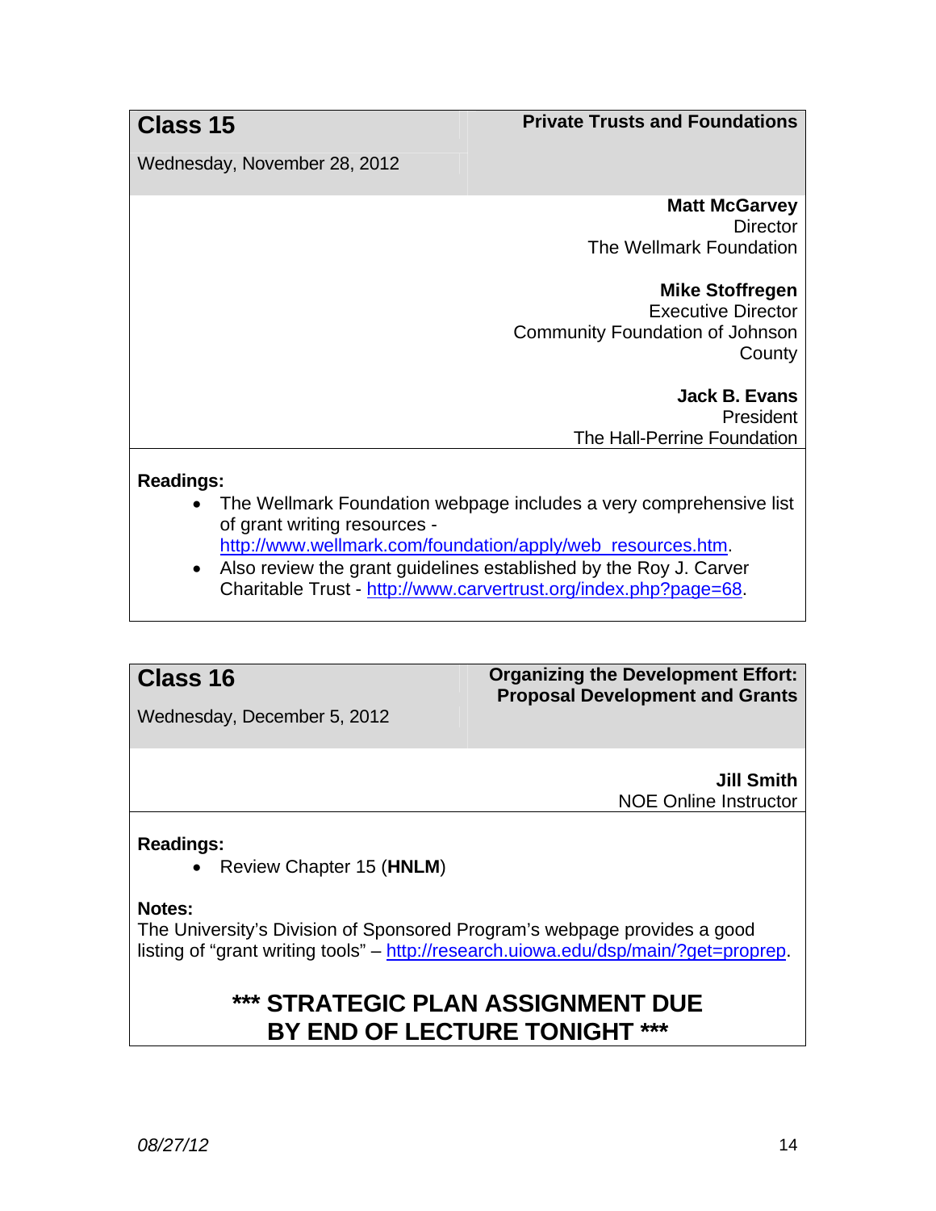## Class 15

**Private Trusts and Foundations**

Wednesday, November 28, 2012

**Matt McGarvey**
Director
The Wellmark Foundation

**Mike Stoffregen**
Executive Director
Community Foundation of Johnson County

**Jack B. Evans**
President
The Hall-Perrine Foundation

**Readings:**

- The Wellmark Foundation webpage includes a very comprehensive list of grant writing resources - http://www.wellmark.com/foundation/apply/web_resources.htm.
- Also review the grant guidelines established by the Roy J. Carver Charitable Trust - http://www.carvertrust.org/index.php?page=68.

## Class 16

**Organizing the Development Effort: Proposal Development and Grants**

Wednesday, December 5, 2012

**Jill Smith**
NOE Online Instructor

**Readings:**

- Review Chapter 15 (**HNLM**)

**Notes:**

The University's Division of Sponsored Program's webpage provides a good listing of "grant writing tools" – http://research.uiowa.edu/dsp/main/?get=proprep.

**\*\*\* STRATEGIC PLAN ASSIGNMENT DUE BY END OF LECTURE TONIGHT \*\*\***

*08/27/12*